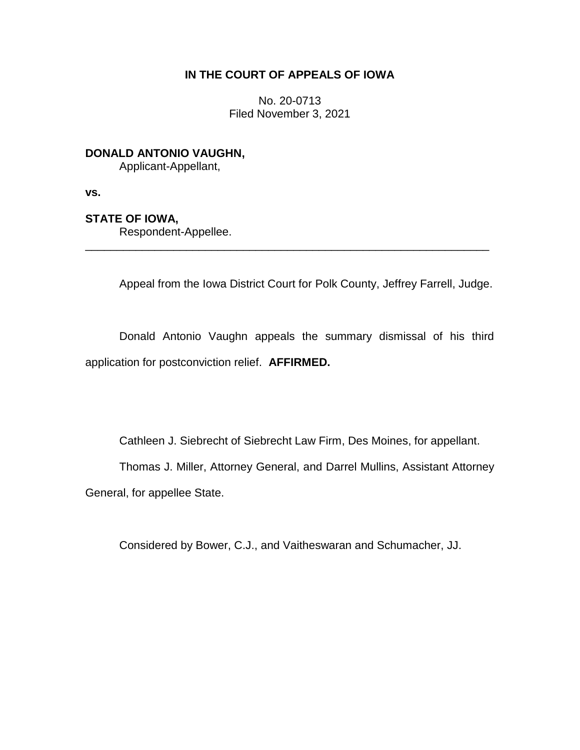**IN THE COURT OF APPEALS OF IOWA**

No. 20-0713
Filed November 3, 2021

**DONALD ANTONIO VAUGHN,**
Applicant-Appellant,

**vs.**

**STATE OF IOWA,**
Respondent-Appellee.

---

Appeal from the Iowa District Court for Polk County, Jeffrey Farrell, Judge.

Donald Antonio Vaughn appeals the summary dismissal of his third application for postconviction relief. **AFFIRMED.**

Cathleen J. Siebrecht of Siebrecht Law Firm, Des Moines, for appellant.

Thomas J. Miller, Attorney General, and Darrel Mullins, Assistant Attorney General, for appellee State.

Considered by Bower, C.J., and Vaitheswaran and Schumacher, JJ.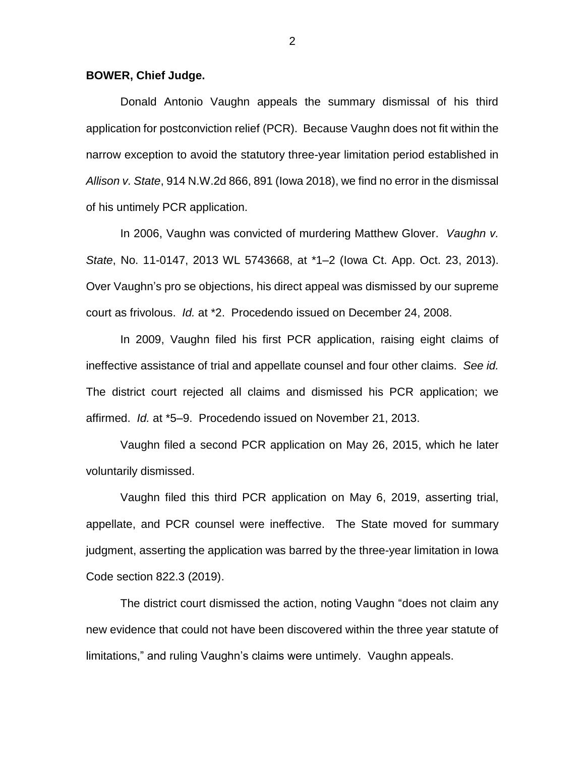**BOWER, Chief Judge.**

Donald Antonio Vaughn appeals the summary dismissal of his third application for postconviction relief (PCR). Because Vaughn does not fit within the narrow exception to avoid the statutory three-year limitation period established in *Allison v. State*, 914 N.W.2d 866, 891 (Iowa 2018), we find no error in the dismissal of his untimely PCR application.

In 2006, Vaughn was convicted of murdering Matthew Glover. *Vaughn v. State*, No. 11-0147, 2013 WL 5743668, at *1–2 (Iowa Ct. App. Oct. 23, 2013). Over Vaughn's pro se objections, his direct appeal was dismissed by our supreme court as frivolous. *Id.* at *2. Procedendo issued on December 24, 2008.

In 2009, Vaughn filed his first PCR application, raising eight claims of ineffective assistance of trial and appellate counsel and four other claims. *See id.* The district court rejected all claims and dismissed his PCR application; we affirmed. *Id.* at *5–9. Procedendo issued on November 21, 2013.

Vaughn filed a second PCR application on May 26, 2015, which he later voluntarily dismissed.

Vaughn filed this third PCR application on May 6, 2019, asserting trial, appellate, and PCR counsel were ineffective. The State moved for summary judgment, asserting the application was barred by the three-year limitation in Iowa Code section 822.3 (2019).

The district court dismissed the action, noting Vaughn "does not claim any new evidence that could not have been discovered within the three year statute of limitations," and ruling Vaughn's claims were untimely. Vaughn appeals.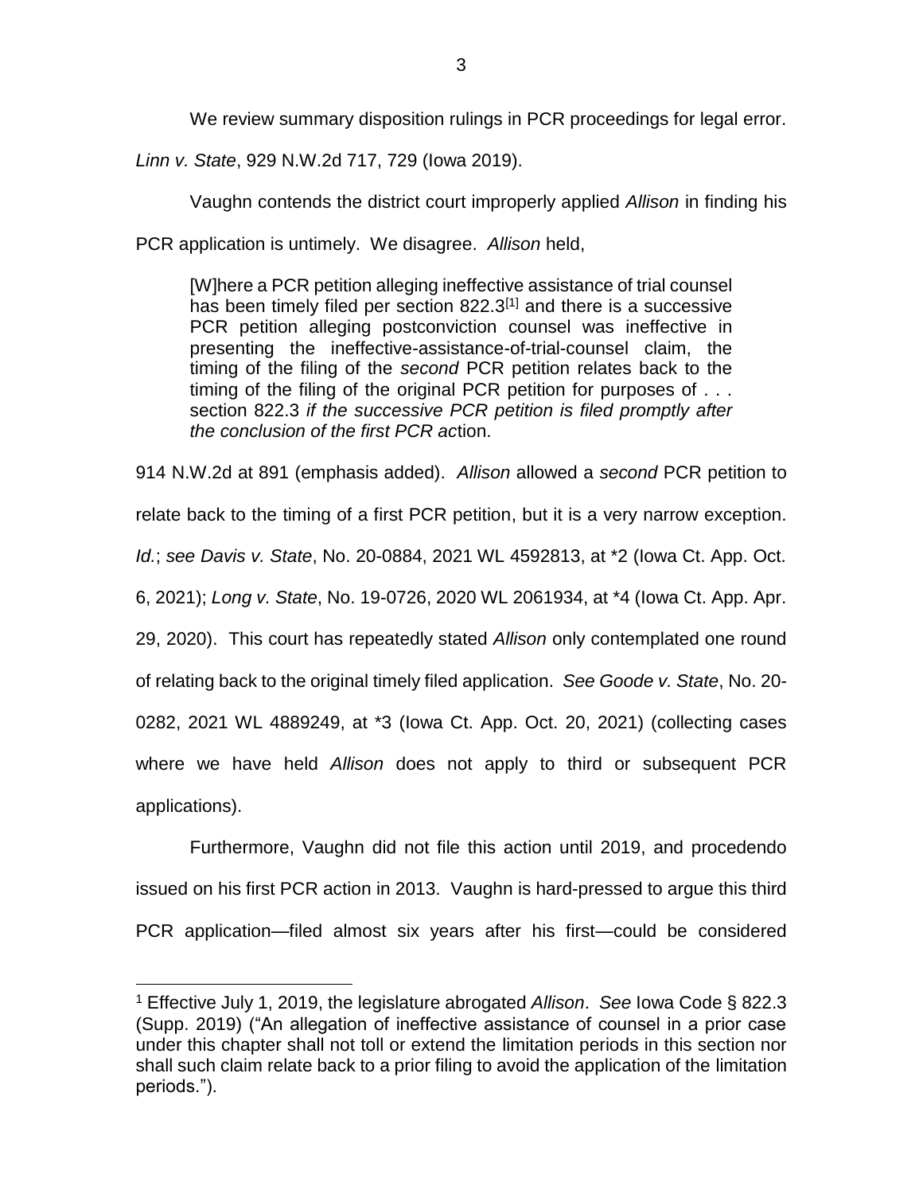We review summary disposition rulings in PCR proceedings for legal error. *Linn v. State*, 929 N.W.2d 717, 729 (Iowa 2019).

Vaughn contends the district court improperly applied *Allison* in finding his PCR application is untimely. We disagree. *Allison* held,

> [W]here a PCR petition alleging ineffective assistance of trial counsel has been timely filed per section 822.3[1] and there is a successive PCR petition alleging postconviction counsel was ineffective in presenting the ineffective-assistance-of-trial-counsel claim, the timing of the filing of the *second* PCR petition relates back to the timing of the filing of the original PCR petition for purposes of . . . section 822.3 *if the successive PCR petition is filed promptly after the conclusion of the first PCR ac*tion.

914 N.W.2d at 891 (emphasis added). *Allison* allowed a *second* PCR petition to relate back to the timing of a first PCR petition, but it is a very narrow exception. *Id.*; *see Davis v. State*, No. 20-0884, 2021 WL 4592813, at *2 (Iowa Ct. App. Oct. 6, 2021); *Long v. State*, No. 19-0726, 2020 WL 2061934, at *4 (Iowa Ct. App. Apr. 29, 2020). This court has repeatedly stated *Allison* only contemplated one round of relating back to the original timely filed application. *See Goode v. State*, No. 20-0282, 2021 WL 4889249, at *3 (Iowa Ct. App. Oct. 20, 2021) (collecting cases where we have held *Allison* does not apply to third or subsequent PCR applications).

Furthermore, Vaughn did not file this action until 2019, and procedendo issued on his first PCR action in 2013. Vaughn is hard-pressed to argue this third PCR application—filed almost six years after his first—could be considered

---

[1] Effective July 1, 2019, the legislature abrogated *Allison*. *See* Iowa Code § 822.3 (Supp. 2019) ("An allegation of ineffective assistance of counsel in a prior case under this chapter shall not toll or extend the limitation periods in this section nor shall such claim relate back to a prior filing to avoid the application of the limitation periods.").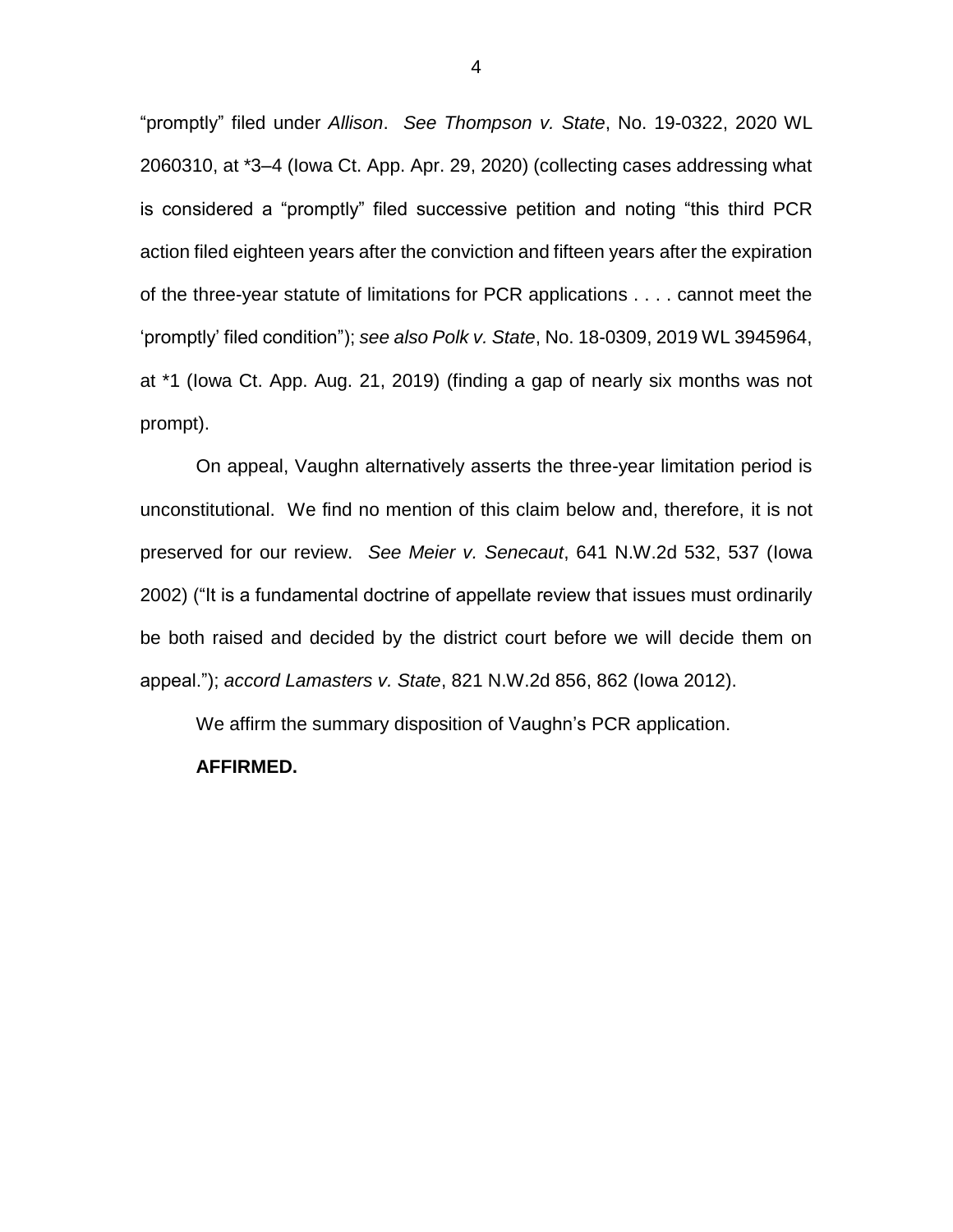"promptly" filed under *Allison*. *See Thompson v. State*, No. 19-0322, 2020 WL 2060310, at *3–4 (Iowa Ct. App. Apr. 29, 2020) (collecting cases addressing what is considered a "promptly" filed successive petition and noting "this third PCR action filed eighteen years after the conviction and fifteen years after the expiration of the three-year statute of limitations for PCR applications . . . . cannot meet the 'promptly' filed condition"); *see also Polk v. State*, No. 18-0309, 2019 WL 3945964, at *1 (Iowa Ct. App. Aug. 21, 2019) (finding a gap of nearly six months was not prompt).

On appeal, Vaughn alternatively asserts the three-year limitation period is unconstitutional. We find no mention of this claim below and, therefore, it is not preserved for our review. *See Meier v. Senecaut*, 641 N.W.2d 532, 537 (Iowa 2002) ("It is a fundamental doctrine of appellate review that issues must ordinarily be both raised and decided by the district court before we will decide them on appeal."); *accord Lamasters v. State*, 821 N.W.2d 856, 862 (Iowa 2012).

We affirm the summary disposition of Vaughn's PCR application.

**AFFIRMED.**